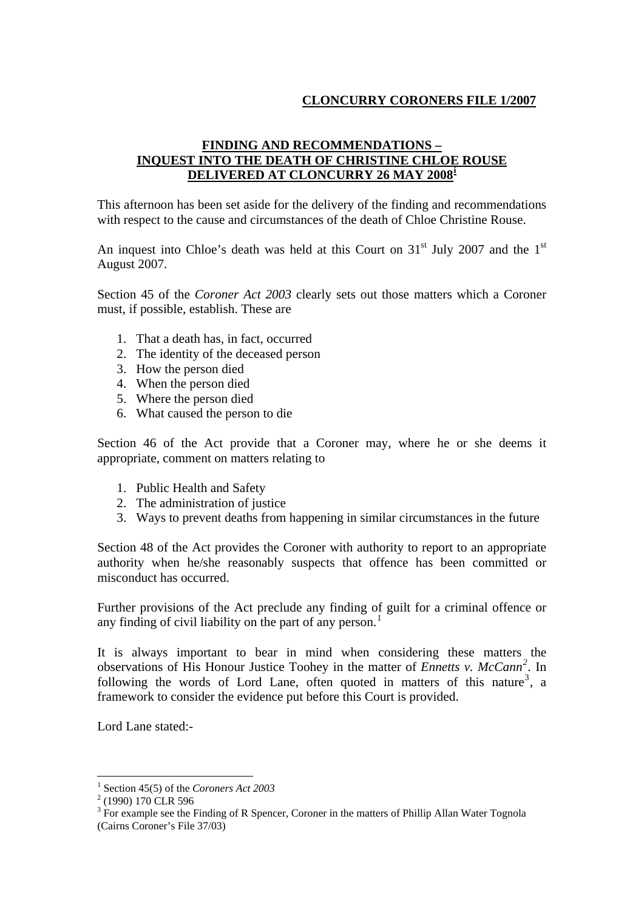**CLONCURRY CORONERS FILE 1/2007**

**FINDING AND RECOMMENDATIONS – INQUEST INTO THE DEATH OF CHRISTINE CHLOE ROUSE DELIVERED AT CLONCURRY 26 MAY 2008**[1]

This afternoon has been set aside for the delivery of the finding and recommendations with respect to the cause and circumstances of the death of Chloe Christine Rouse.

An inquest into Chloe's death was held at this Court on 31st July 2007 and the 1st August 2007.

Section 45 of the *Coroner Act 2003* clearly sets out those matters which a Coroner must, if possible, establish. These are

1. That a death has, in fact, occurred
2. The identity of the deceased person
3. How the person died
4. When the person died
5. Where the person died
6. What caused the person to die

Section 46 of the Act provide that a Coroner may, where he or she deems it appropriate, comment on matters relating to

1. Public Health and Safety
2. The administration of justice
3. Ways to prevent deaths from happening in similar circumstances in the future

Section 48 of the Act provides the Coroner with authority to report to an appropriate authority when he/she reasonably suspects that offence has been committed or misconduct has occurred.

Further provisions of the Act preclude any finding of guilt for a criminal offence or any finding of civil liability on the part of any person.[1]

It is always important to bear in mind when considering these matters the observations of His Honour Justice Toohey in the matter of *Ennetts v. McCann*[2]. In following the words of Lord Lane, often quoted in matters of this nature[3], a framework to consider the evidence put before this Court is provided.

Lord Lane stated:-

---

[1] Section 45(5) of the *Coroners Act 2003*

[2] (1990) 170 CLR 596

[3] For example see the Finding of R Spencer, Coroner in the matters of Phillip Allan Water Tognola (Cairns Coroner's File 37/03)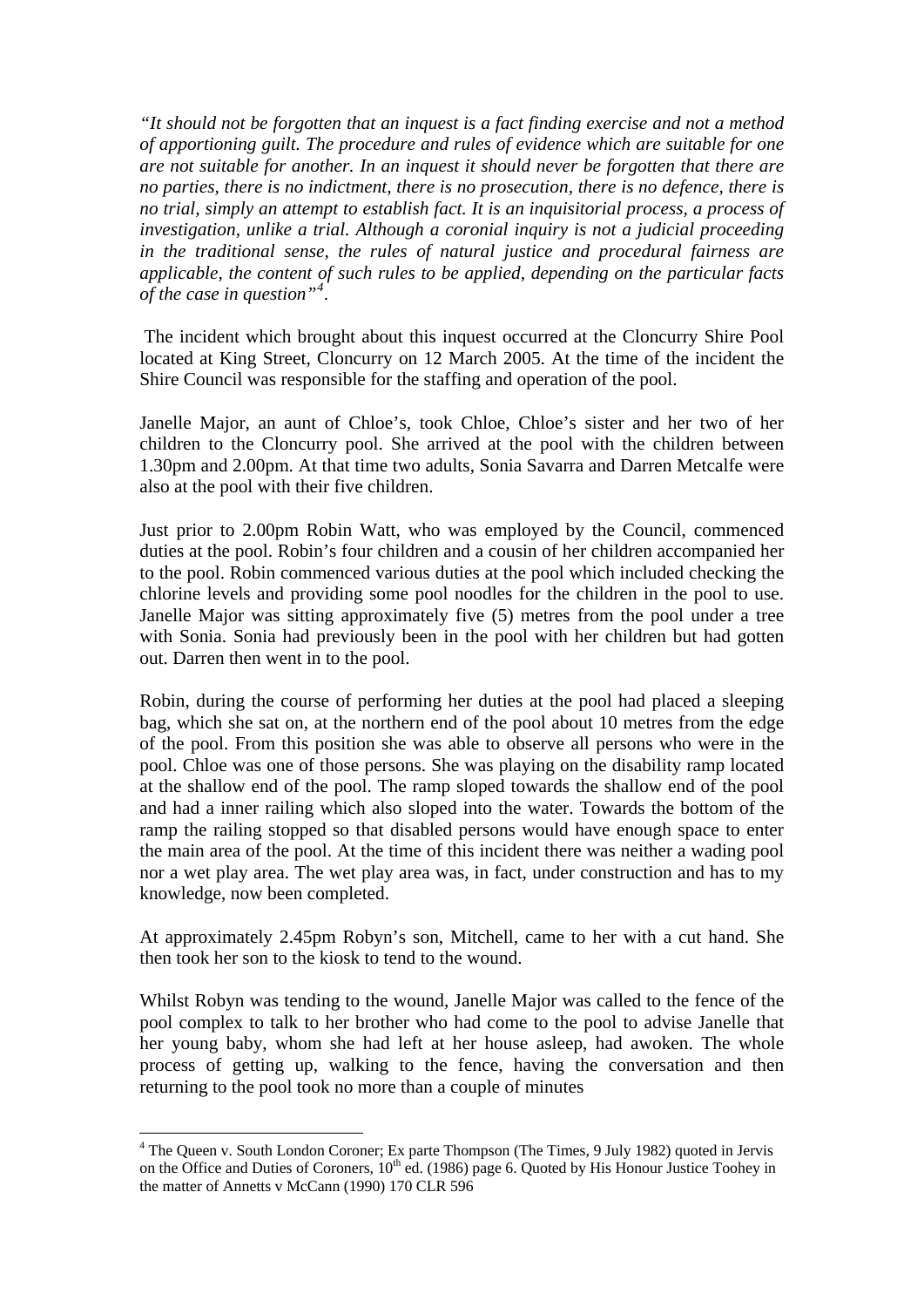*"It should not be forgotten that an inquest is a fact finding exercise and not a method of apportioning guilt. The procedure and rules of evidence which are suitable for one are not suitable for another. In an inquest it should never be forgotten that there are no parties, there is no indictment, there is no prosecution, there is no defence, there is no trial, simply an attempt to establish fact. It is an inquisitorial process, a process of investigation, unlike a trial. Although a coronial inquiry is not a judicial proceeding in the traditional sense, the rules of natural justice and procedural fairness are applicable, the content of such rules to be applied, depending on the particular facts of the case in question"*[4].

The incident which brought about this inquest occurred at the Cloncurry Shire Pool located at King Street, Cloncurry on 12 March 2005. At the time of the incident the Shire Council was responsible for the staffing and operation of the pool.

Janelle Major, an aunt of Chloe's, took Chloe, Chloe's sister and her two of her children to the Cloncurry pool. She arrived at the pool with the children between 1.30pm and 2.00pm. At that time two adults, Sonia Savarra and Darren Metcalfe were also at the pool with their five children.

Just prior to 2.00pm Robin Watt, who was employed by the Council, commenced duties at the pool. Robin's four children and a cousin of her children accompanied her to the pool. Robin commenced various duties at the pool which included checking the chlorine levels and providing some pool noodles for the children in the pool to use. Janelle Major was sitting approximately five (5) metres from the pool under a tree with Sonia. Sonia had previously been in the pool with her children but had gotten out. Darren then went in to the pool.

Robin, during the course of performing her duties at the pool had placed a sleeping bag, which she sat on, at the northern end of the pool about 10 metres from the edge of the pool. From this position she was able to observe all persons who were in the pool. Chloe was one of those persons. She was playing on the disability ramp located at the shallow end of the pool. The ramp sloped towards the shallow end of the pool and had a inner railing which also sloped into the water. Towards the bottom of the ramp the railing stopped so that disabled persons would have enough space to enter the main area of the pool. At the time of this incident there was neither a wading pool nor a wet play area. The wet play area was, in fact, under construction and has to my knowledge, now been completed.

At approximately 2.45pm Robyn's son, Mitchell, came to her with a cut hand. She then took her son to the kiosk to tend to the wound.

Whilst Robyn was tending to the wound, Janelle Major was called to the fence of the pool complex to talk to her brother who had come to the pool to advise Janelle that her young baby, whom she had left at her house asleep, had awoken. The whole process of getting up, walking to the fence, having the conversation and then returning to the pool took no more than a couple of minutes

---

[4] The Queen v. South London Coroner; Ex parte Thompson (The Times, 9 July 1982) quoted in Jervis on the Office and Duties of Coroners, 10th ed. (1986) page 6. Quoted by His Honour Justice Toohey in the matter of Annetts v McCann (1990) 170 CLR 596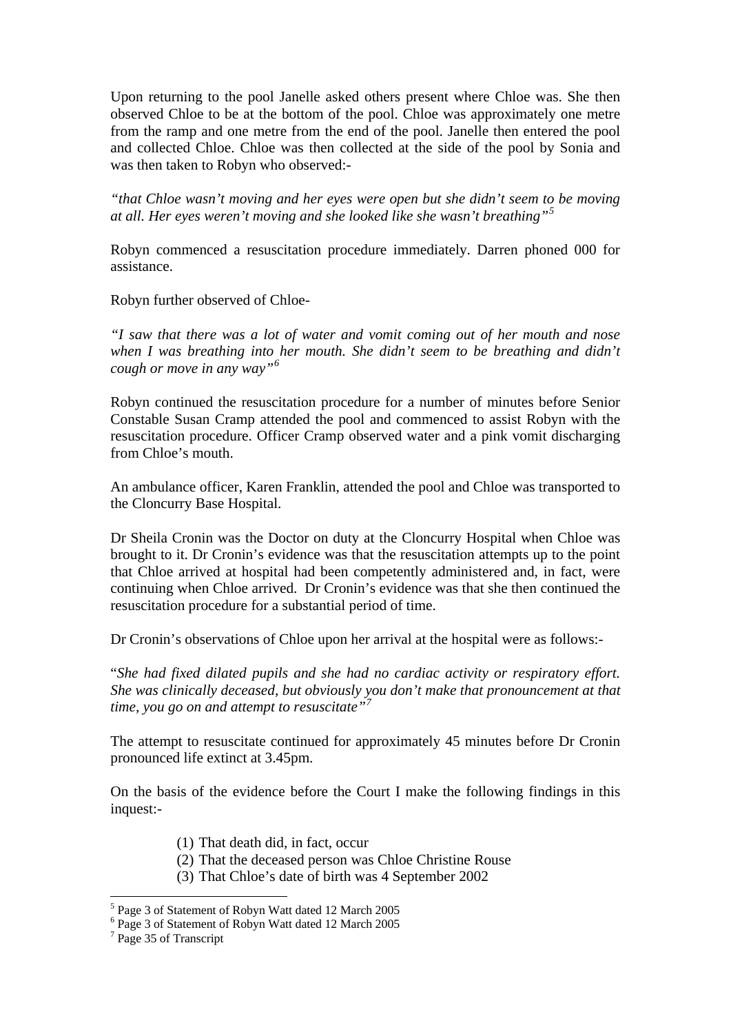Upon returning to the pool Janelle asked others present where Chloe was. She then observed Chloe to be at the bottom of the pool. Chloe was approximately one metre from the ramp and one metre from the end of the pool. Janelle then entered the pool and collected Chloe. Chloe was then collected at the side of the pool by Sonia and was then taken to Robyn who observed:-

*"that Chloe wasn't moving and her eyes were open but she didn't seem to be moving at all. Her eyes weren't moving and she looked like she wasn't breathing"*[5]

Robyn commenced a resuscitation procedure immediately. Darren phoned 000 for assistance.

Robyn further observed of Chloe-

*"I saw that there was a lot of water and vomit coming out of her mouth and nose when I was breathing into her mouth. She didn't seem to be breathing and didn't cough or move in any way"*[6]

Robyn continued the resuscitation procedure for a number of minutes before Senior Constable Susan Cramp attended the pool and commenced to assist Robyn with the resuscitation procedure. Officer Cramp observed water and a pink vomit discharging from Chloe's mouth.

An ambulance officer, Karen Franklin, attended the pool and Chloe was transported to the Cloncurry Base Hospital.

Dr Sheila Cronin was the Doctor on duty at the Cloncurry Hospital when Chloe was brought to it. Dr Cronin's evidence was that the resuscitation attempts up to the point that Chloe arrived at hospital had been competently administered and, in fact, were continuing when Chloe arrived. Dr Cronin's evidence was that she then continued the resuscitation procedure for a substantial period of time.

Dr Cronin's observations of Chloe upon her arrival at the hospital were as follows:-

"*She had fixed dilated pupils and she had no cardiac activity or respiratory effort. She was clinically deceased, but obviously you don't make that pronouncement at that time, you go on and attempt to resuscitate"*[7]

The attempt to resuscitate continued for approximately 45 minutes before Dr Cronin pronounced life extinct at 3.45pm.

On the basis of the evidence before the Court I make the following findings in this inquest:-

(1) That death did, in fact, occur
(2) That the deceased person was Chloe Christine Rouse
(3) That Chloe's date of birth was 4 September 2002

---

[5] Page 3 of Statement of Robyn Watt dated 12 March 2005
[6] Page 3 of Statement of Robyn Watt dated 12 March 2005
[7] Page 35 of Transcript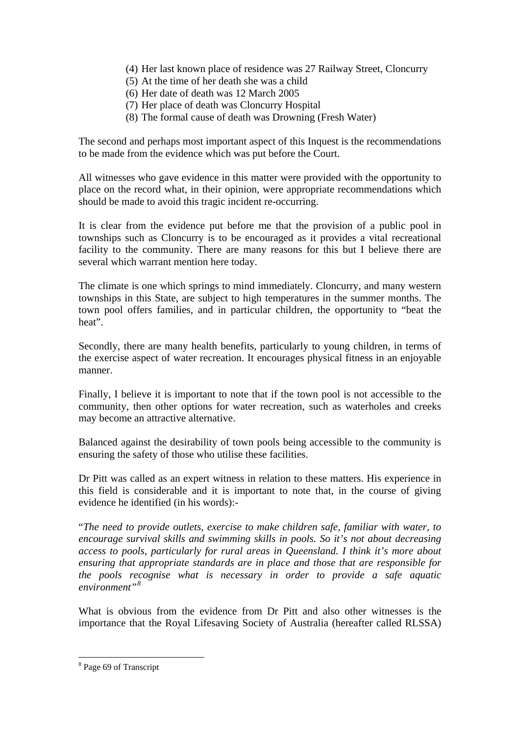(4) Her last known place of residence was 27 Railway Street, Cloncurry
(5) At the time of her death she was a child
(6) Her date of death was 12 March 2005
(7) Her place of death was Cloncurry Hospital
(8) The formal cause of death was Drowning (Fresh Water)

The second and perhaps most important aspect of this Inquest is the recommendations to be made from the evidence which was put before the Court.

All witnesses who gave evidence in this matter were provided with the opportunity to place on the record what, in their opinion, were appropriate recommendations which should be made to avoid this tragic incident re-occurring.

It is clear from the evidence put before me that the provision of a public pool in townships such as Cloncurry is to be encouraged as it provides a vital recreational facility to the community. There are many reasons for this but I believe there are several which warrant mention here today.

The climate is one which springs to mind immediately. Cloncurry, and many western townships in this State, are subject to high temperatures in the summer months. The town pool offers families, and in particular children, the opportunity to "beat the heat".

Secondly, there are many health benefits, particularly to young children, in terms of the exercise aspect of water recreation. It encourages physical fitness in an enjoyable manner.

Finally, I believe it is important to note that if the town pool is not accessible to the community, then other options for water recreation, such as waterholes and creeks may become an attractive alternative.

Balanced against the desirability of town pools being accessible to the community is ensuring the safety of those who utilise these facilities.

Dr Pitt was called as an expert witness in relation to these matters. His experience in this field is considerable and it is important to note that, in the course of giving evidence he identified (in his words):-

"*The need to provide outlets, exercise to make children safe, familiar with water, to encourage survival skills and swimming skills in pools. So it's not about decreasing access to pools, particularly for rural areas in Queensland. I think it's more about ensuring that appropriate standards are in place and those that are responsible for the pools recognise what is necessary in order to provide a safe aquatic environment*"[8]

What is obvious from the evidence from Dr Pitt and also other witnesses is the importance that the Royal Lifesaving Society of Australia (hereafter called RLSSA)

[8] Page 69 of Transcript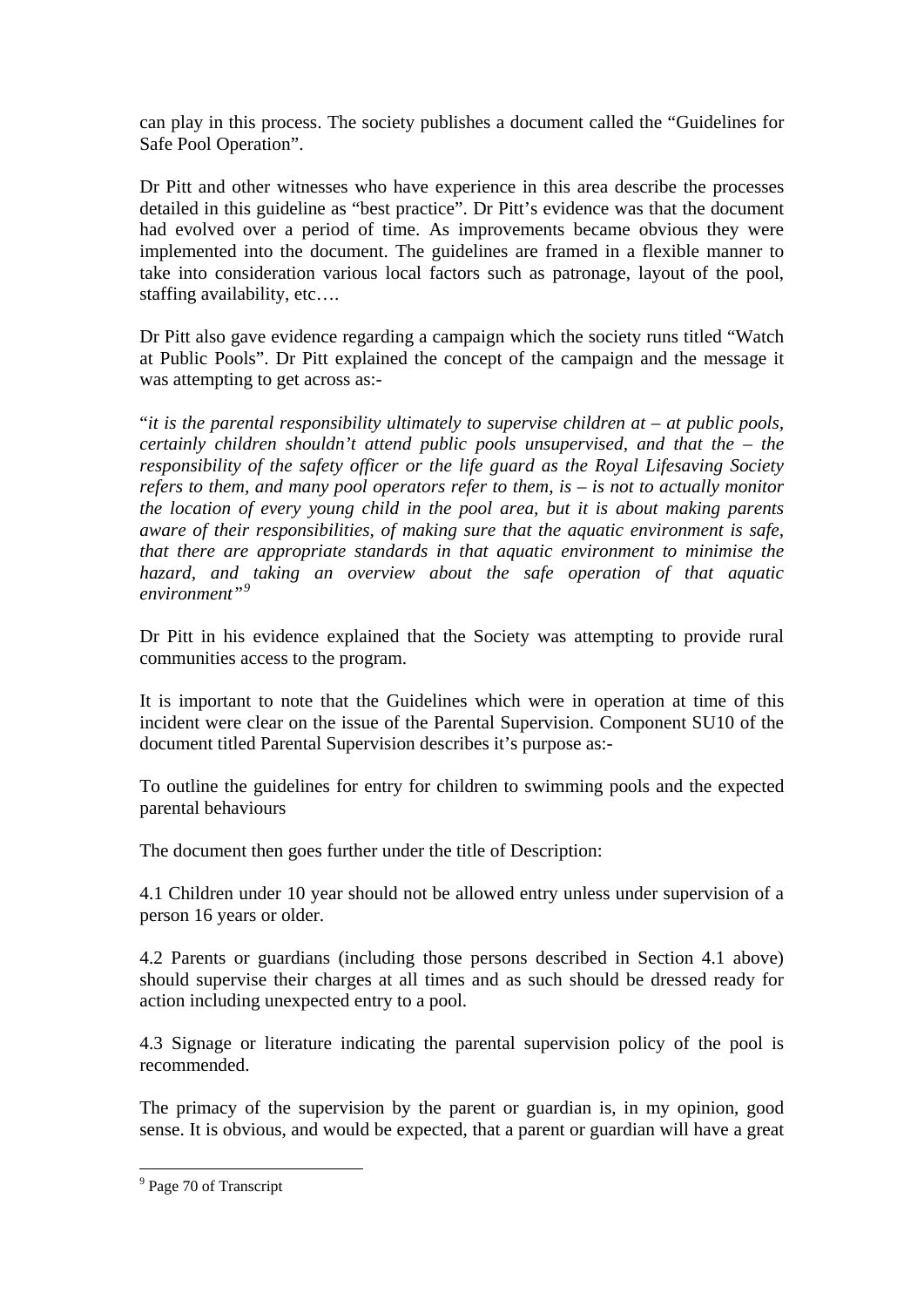can play in this process. The society publishes a document called the "Guidelines for Safe Pool Operation".

Dr Pitt and other witnesses who have experience in this area describe the processes detailed in this guideline as "best practice". Dr Pitt's evidence was that the document had evolved over a period of time. As improvements became obvious they were implemented into the document. The guidelines are framed in a flexible manner to take into consideration various local factors such as patronage, layout of the pool, staffing availability, etc….

Dr Pitt also gave evidence regarding a campaign which the society runs titled "Watch at Public Pools". Dr Pitt explained the concept of the campaign and the message it was attempting to get across as:-

"*it is the parental responsibility ultimately to supervise children at – at public pools, certainly children shouldn't attend public pools unsupervised, and that the – the responsibility of the safety officer or the life guard as the Royal Lifesaving Society refers to them, and many pool operators refer to them, is – is not to actually monitor the location of every young child in the pool area, but it is about making parents aware of their responsibilities, of making sure that the aquatic environment is safe, that there are appropriate standards in that aquatic environment to minimise the hazard, and taking an overview about the safe operation of that aquatic environment"*[9]

Dr Pitt in his evidence explained that the Society was attempting to provide rural communities access to the program.

It is important to note that the Guidelines which were in operation at time of this incident were clear on the issue of the Parental Supervision. Component SU10 of the document titled Parental Supervision describes it's purpose as:-

To outline the guidelines for entry for children to swimming pools and the expected parental behaviours

The document then goes further under the title of Description:

4.1 Children under 10 year should not be allowed entry unless under supervision of a person 16 years or older.

4.2 Parents or guardians (including those persons described in Section 4.1 above) should supervise their charges at all times and as such should be dressed ready for action including unexpected entry to a pool.

4.3 Signage or literature indicating the parental supervision policy of the pool is recommended.

The primacy of the supervision by the parent or guardian is, in my opinion, good sense. It is obvious, and would be expected, that a parent or guardian will have a great

---

[9] Page 70 of Transcript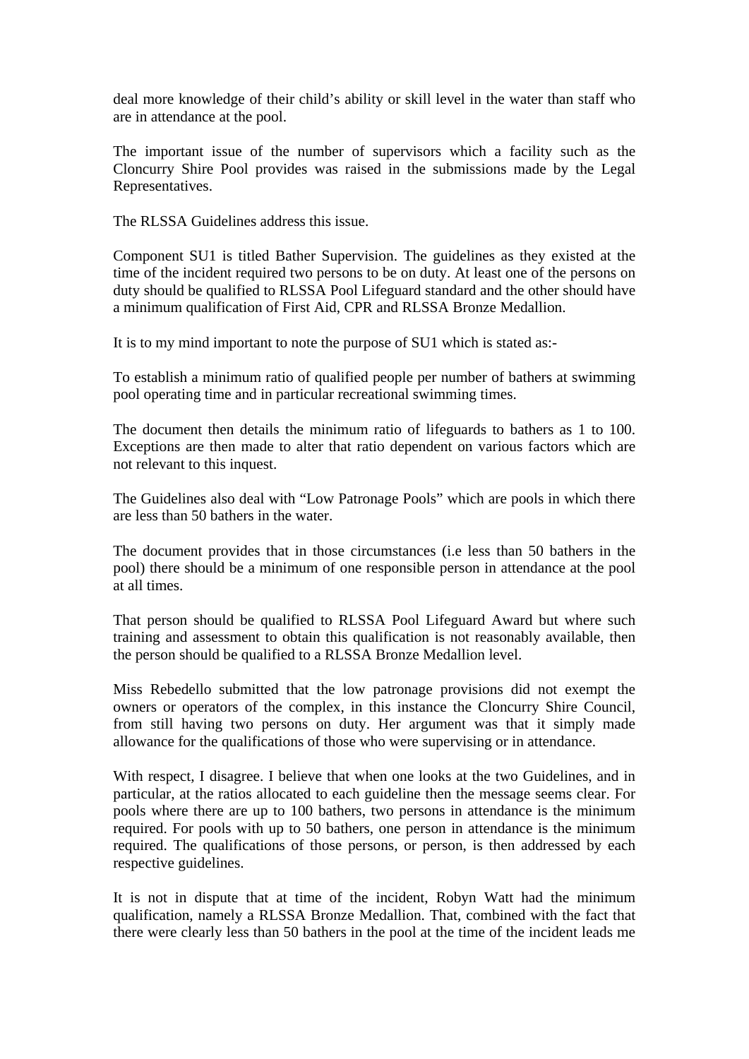deal more knowledge of their child's ability or skill level in the water than staff who are in attendance at the pool.

The important issue of the number of supervisors which a facility such as the Cloncurry Shire Pool provides was raised in the submissions made by the Legal Representatives.

The RLSSA Guidelines address this issue.

Component SU1 is titled Bather Supervision. The guidelines as they existed at the time of the incident required two persons to be on duty. At least one of the persons on duty should be qualified to RLSSA Pool Lifeguard standard and the other should have a minimum qualification of First Aid, CPR and RLSSA Bronze Medallion.

It is to my mind important to note the purpose of SU1 which is stated as:-

To establish a minimum ratio of qualified people per number of bathers at swimming pool operating time and in particular recreational swimming times.

The document then details the minimum ratio of lifeguards to bathers as 1 to 100. Exceptions are then made to alter that ratio dependent on various factors which are not relevant to this inquest.

The Guidelines also deal with "Low Patronage Pools" which are pools in which there are less than 50 bathers in the water.

The document provides that in those circumstances (i.e less than 50 bathers in the pool) there should be a minimum of one responsible person in attendance at the pool at all times.

That person should be qualified to RLSSA Pool Lifeguard Award but where such training and assessment to obtain this qualification is not reasonably available, then the person should be qualified to a RLSSA Bronze Medallion level.

Miss Rebedello submitted that the low patronage provisions did not exempt the owners or operators of the complex, in this instance the Cloncurry Shire Council, from still having two persons on duty. Her argument was that it simply made allowance for the qualifications of those who were supervising or in attendance.

With respect, I disagree. I believe that when one looks at the two Guidelines, and in particular, at the ratios allocated to each guideline then the message seems clear. For pools where there are up to 100 bathers, two persons in attendance is the minimum required. For pools with up to 50 bathers, one person in attendance is the minimum required. The qualifications of those persons, or person, is then addressed by each respective guidelines.

It is not in dispute that at time of the incident, Robyn Watt had the minimum qualification, namely a RLSSA Bronze Medallion. That, combined with the fact that there were clearly less than 50 bathers in the pool at the time of the incident leads me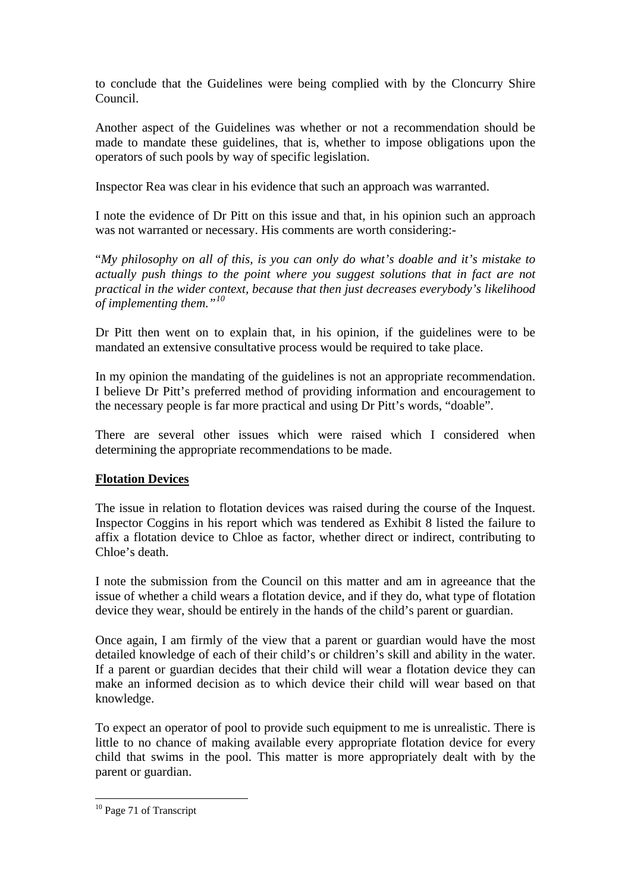to conclude that the Guidelines were being complied with by the Cloncurry Shire Council.

Another aspect of the Guidelines was whether or not a recommendation should be made to mandate these guidelines, that is, whether to impose obligations upon the operators of such pools by way of specific legislation.

Inspector Rea was clear in his evidence that such an approach was warranted.

I note the evidence of Dr Pitt on this issue and that, in his opinion such an approach was not warranted or necessary. His comments are worth considering:-

"*My philosophy on all of this, is you can only do what's doable and it's mistake to actually push things to the point where you suggest solutions that in fact are not practical in the wider context, because that then just decreases everybody's likelihood of implementing them.*"[10]

Dr Pitt then went on to explain that, in his opinion, if the guidelines were to be mandated an extensive consultative process would be required to take place.

In my opinion the mandating of the guidelines is not an appropriate recommendation. I believe Dr Pitt's preferred method of providing information and encouragement to the necessary people is far more practical and using Dr Pitt's words, "doable".

There are several other issues which were raised which I considered when determining the appropriate recommendations to be made.

**Flotation Devices**

The issue in relation to flotation devices was raised during the course of the Inquest. Inspector Coggins in his report which was tendered as Exhibit 8 listed the failure to affix a flotation device to Chloe as factor, whether direct or indirect, contributing to Chloe's death.

I note the submission from the Council on this matter and am in agreeance that the issue of whether a child wears a flotation device, and if they do, what type of flotation device they wear, should be entirely in the hands of the child's parent or guardian.

Once again, I am firmly of the view that a parent or guardian would have the most detailed knowledge of each of their child's or children's skill and ability in the water. If a parent or guardian decides that their child will wear a flotation device they can make an informed decision as to which device their child will wear based on that knowledge.

To expect an operator of pool to provide such equipment to me is unrealistic. There is little to no chance of making available every appropriate flotation device for every child that swims in the pool. This matter is more appropriately dealt with by the parent or guardian.

[10] Page 71 of Transcript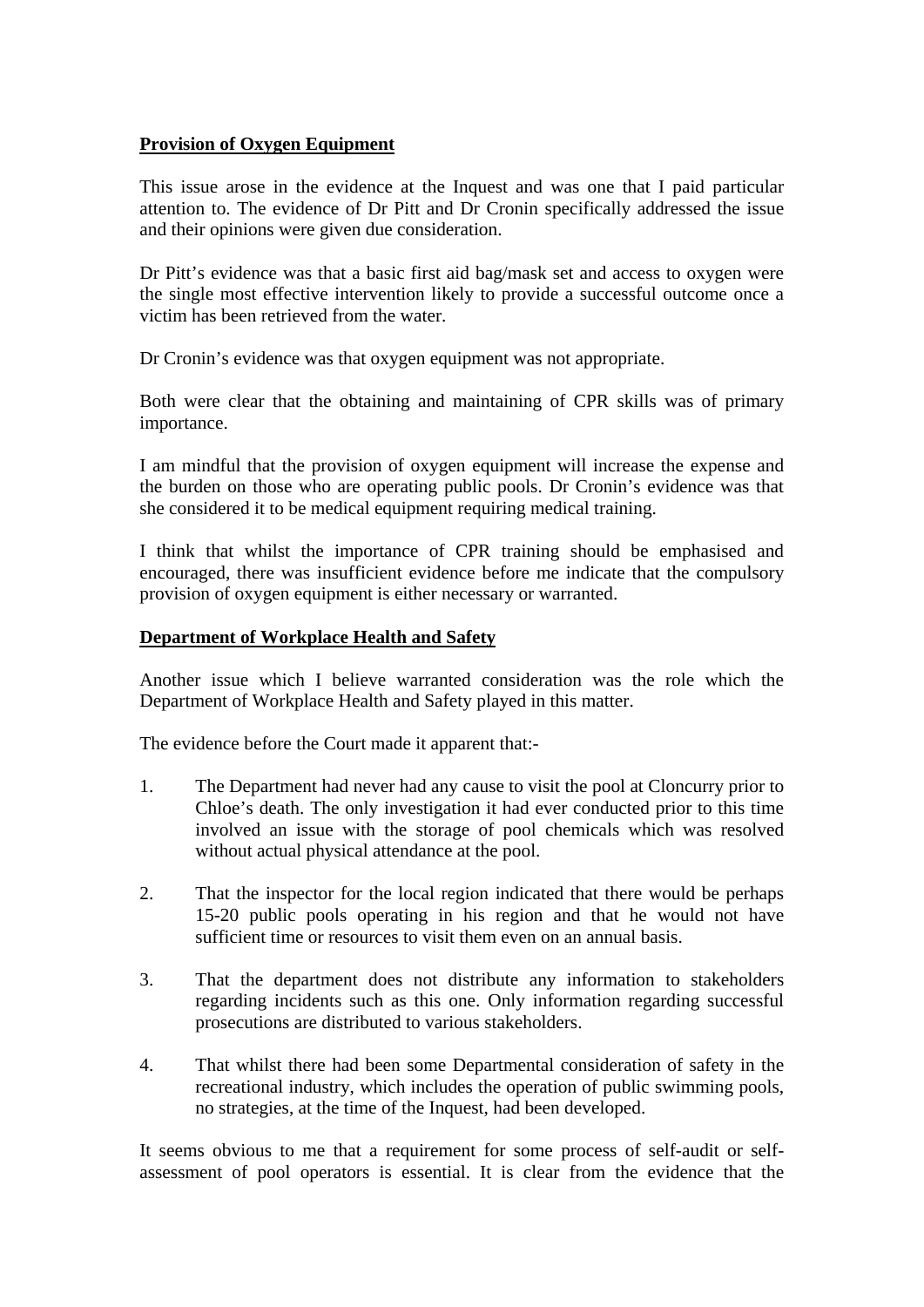**Provision of Oxygen Equipment**

This issue arose in the evidence at the Inquest and was one that I paid particular attention to. The evidence of Dr Pitt and Dr Cronin specifically addressed the issue and their opinions were given due consideration.

Dr Pitt's evidence was that a basic first aid bag/mask set and access to oxygen were the single most effective intervention likely to provide a successful outcome once a victim has been retrieved from the water.

Dr Cronin's evidence was that oxygen equipment was not appropriate.

Both were clear that the obtaining and maintaining of CPR skills was of primary importance.

I am mindful that the provision of oxygen equipment will increase the expense and the burden on those who are operating public pools. Dr Cronin's evidence was that she considered it to be medical equipment requiring medical training.

I think that whilst the importance of CPR training should be emphasised and encouraged, there was insufficient evidence before me indicate that the compulsory provision of oxygen equipment is either necessary or warranted.

**Department of Workplace Health and Safety**

Another issue which I believe warranted consideration was the role which the Department of Workplace Health and Safety played in this matter.

The evidence before the Court made it apparent that:-

1. The Department had never had any cause to visit the pool at Cloncurry prior to Chloe's death. The only investigation it had ever conducted prior to this time involved an issue with the storage of pool chemicals which was resolved without actual physical attendance at the pool.

2. That the inspector for the local region indicated that there would be perhaps 15-20 public pools operating in his region and that he would not have sufficient time or resources to visit them even on an annual basis.

3. That the department does not distribute any information to stakeholders regarding incidents such as this one. Only information regarding successful prosecutions are distributed to various stakeholders.

4. That whilst there had been some Departmental consideration of safety in the recreational industry, which includes the operation of public swimming pools, no strategies, at the time of the Inquest, had been developed.

It seems obvious to me that a requirement for some process of self-audit or self-assessment of pool operators is essential. It is clear from the evidence that the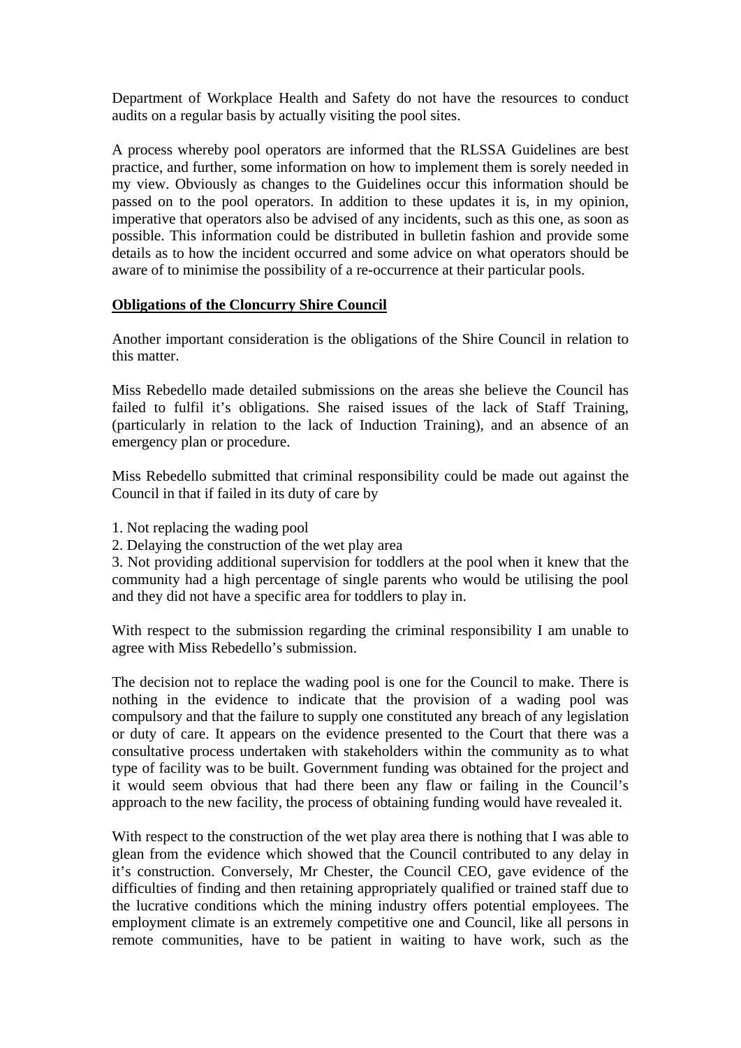Department of Workplace Health and Safety do not have the resources to conduct audits on a regular basis by actually visiting the pool sites.

A process whereby pool operators are informed that the RLSSA Guidelines are best practice, and further, some information on how to implement them is sorely needed in my view. Obviously as changes to the Guidelines occur this information should be passed on to the pool operators. In addition to these updates it is, in my opinion, imperative that operators also be advised of any incidents, such as this one, as soon as possible. This information could be distributed in bulletin fashion and provide some details as to how the incident occurred and some advice on what operators should be aware of to minimise the possibility of a re-occurrence at their particular pools.

**Obligations of the Cloncurry Shire Council**

Another important consideration is the obligations of the Shire Council in relation to this matter.

Miss Rebedello made detailed submissions on the areas she believe the Council has failed to fulfil it's obligations. She raised issues of the lack of Staff Training, (particularly in relation to the lack of Induction Training), and an absence of an emergency plan or procedure.

Miss Rebedello submitted that criminal responsibility could be made out against the Council in that if failed in its duty of care by

1. Not replacing the wading pool
2. Delaying the construction of the wet play area
3. Not providing additional supervision for toddlers at the pool when it knew that the community had a high percentage of single parents who would be utilising the pool and they did not have a specific area for toddlers to play in.

With respect to the submission regarding the criminal responsibility I am unable to agree with Miss Rebedello's submission.

The decision not to replace the wading pool is one for the Council to make. There is nothing in the evidence to indicate that the provision of a wading pool was compulsory and that the failure to supply one constituted any breach of any legislation or duty of care. It appears on the evidence presented to the Court that there was a consultative process undertaken with stakeholders within the community as to what type of facility was to be built. Government funding was obtained for the project and it would seem obvious that had there been any flaw or failing in the Council's approach to the new facility, the process of obtaining funding would have revealed it.

With respect to the construction of the wet play area there is nothing that I was able to glean from the evidence which showed that the Council contributed to any delay in it's construction. Conversely, Mr Chester, the Council CEO, gave evidence of the difficulties of finding and then retaining appropriately qualified or trained staff due to the lucrative conditions which the mining industry offers potential employees. The employment climate is an extremely competitive one and Council, like all persons in remote communities, have to be patient in waiting to have work, such as the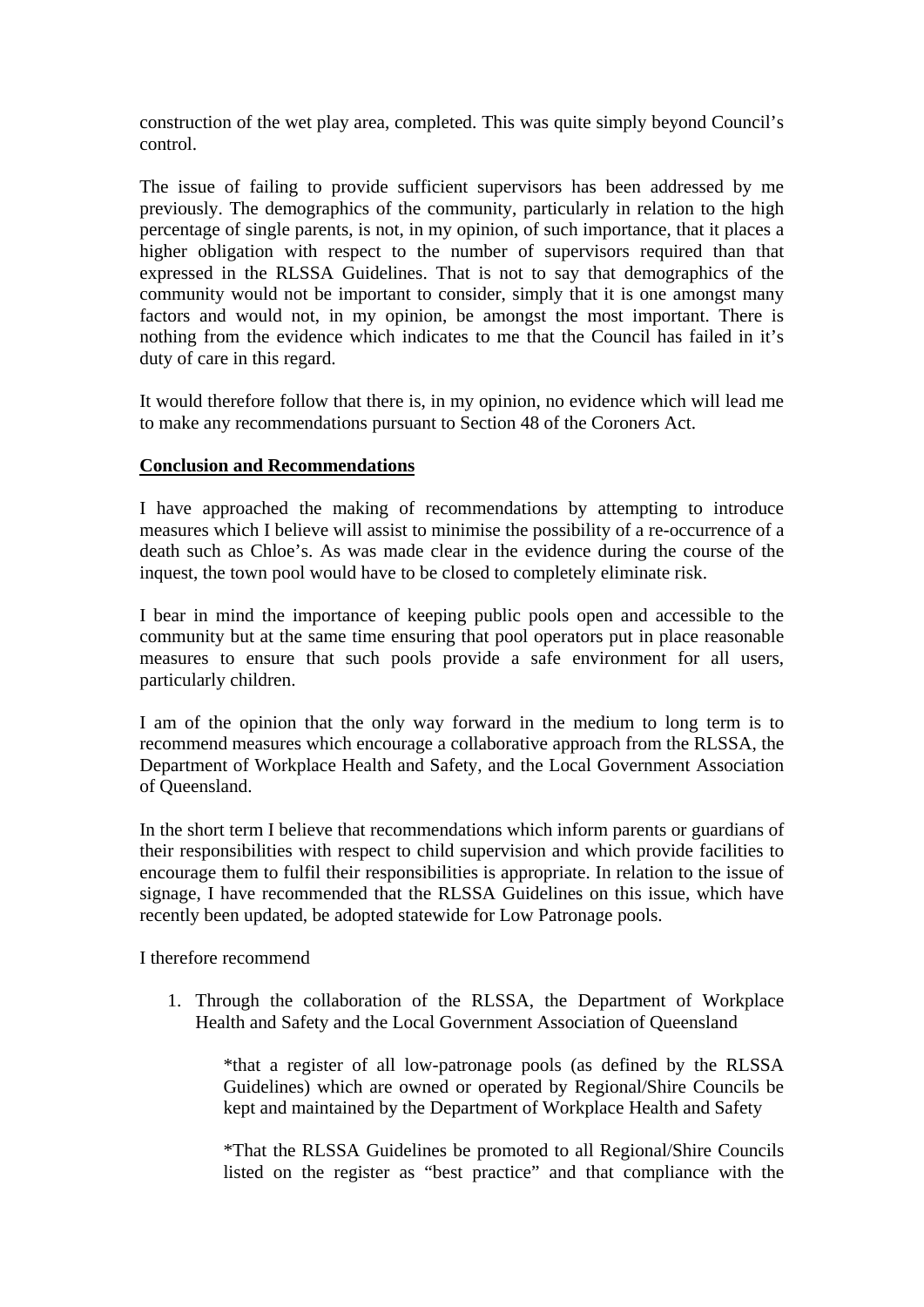construction of the wet play area, completed. This was quite simply beyond Council's control.

The issue of failing to provide sufficient supervisors has been addressed by me previously. The demographics of the community, particularly in relation to the high percentage of single parents, is not, in my opinion, of such importance, that it places a higher obligation with respect to the number of supervisors required than that expressed in the RLSSA Guidelines. That is not to say that demographics of the community would not be important to consider, simply that it is one amongst many factors and would not, in my opinion, be amongst the most important. There is nothing from the evidence which indicates to me that the Council has failed in it's duty of care in this regard.

It would therefore follow that there is, in my opinion, no evidence which will lead me to make any recommendations pursuant to Section 48 of the Coroners Act.

## Conclusion and Recommendations

I have approached the making of recommendations by attempting to introduce measures which I believe will assist to minimise the possibility of a re-occurrence of a death such as Chloe's. As was made clear in the evidence during the course of the inquest, the town pool would have to be closed to completely eliminate risk.

I bear in mind the importance of keeping public pools open and accessible to the community but at the same time ensuring that pool operators put in place reasonable measures to ensure that such pools provide a safe environment for all users, particularly children.

I am of the opinion that the only way forward in the medium to long term is to recommend measures which encourage a collaborative approach from the RLSSA, the Department of Workplace Health and Safety, and the Local Government Association of Queensland.

In the short term I believe that recommendations which inform parents or guardians of their responsibilities with respect to child supervision and which provide facilities to encourage them to fulfil their responsibilities is appropriate. In relation to the issue of signage, I have recommended that the RLSSA Guidelines on this issue, which have recently been updated, be adopted statewide for Low Patronage pools.

I therefore recommend

1. Through the collaboration of the RLSSA, the Department of Workplace Health and Safety and the Local Government Association of Queensland

   *that a register of all low-patronage pools (as defined by the RLSSA Guidelines) which are owned or operated by Regional/Shire Councils be kept and maintained by the Department of Workplace Health and Safety

   *That the RLSSA Guidelines be promoted to all Regional/Shire Councils listed on the register as "best practice" and that compliance with the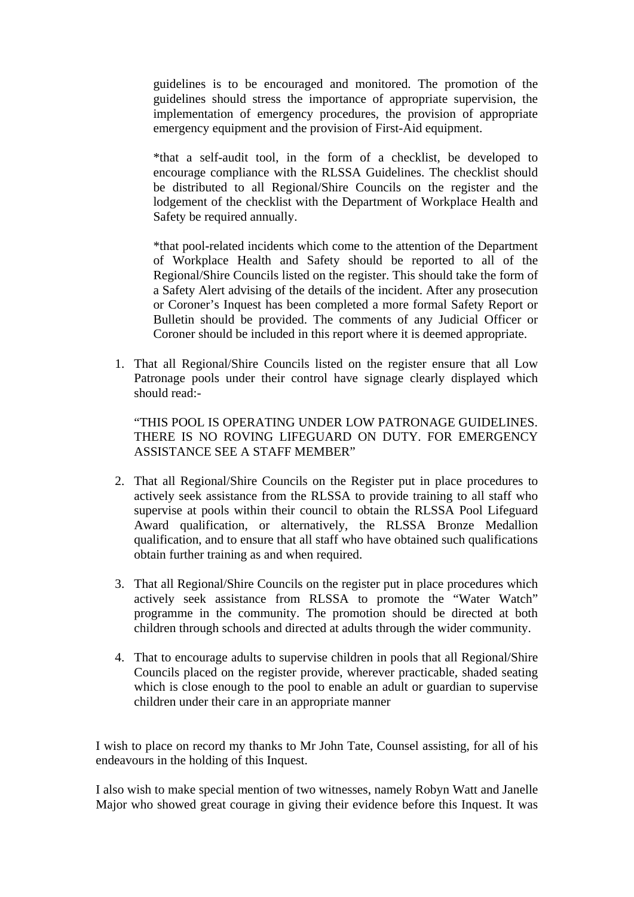guidelines is to be encouraged and monitored. The promotion of the guidelines should stress the importance of appropriate supervision, the implementation of emergency procedures, the provision of appropriate emergency equipment and the provision of First-Aid equipment.

*that a self-audit tool, in the form of a checklist, be developed to encourage compliance with the RLSSA Guidelines. The checklist should be distributed to all Regional/Shire Councils on the register and the lodgement of the checklist with the Department of Workplace Health and Safety be required annually.

*that pool-related incidents which come to the attention of the Department of Workplace Health and Safety should be reported to all of the Regional/Shire Councils listed on the register. This should take the form of a Safety Alert advising of the details of the incident. After any prosecution or Coroner's Inquest has been completed a more formal Safety Report or Bulletin should be provided. The comments of any Judicial Officer or Coroner should be included in this report where it is deemed appropriate.

1. That all Regional/Shire Councils listed on the register ensure that all Low Patronage pools under their control have signage clearly displayed which should read:-

   "THIS POOL IS OPERATING UNDER LOW PATRONAGE GUIDELINES. THERE IS NO ROVING LIFEGUARD ON DUTY. FOR EMERGENCY ASSISTANCE SEE A STAFF MEMBER"

2. That all Regional/Shire Councils on the Register put in place procedures to actively seek assistance from the RLSSA to provide training to all staff who supervise at pools within their council to obtain the RLSSA Pool Lifeguard Award qualification, or alternatively, the RLSSA Bronze Medallion qualification, and to ensure that all staff who have obtained such qualifications obtain further training as and when required.

3. That all Regional/Shire Councils on the register put in place procedures which actively seek assistance from RLSSA to promote the "Water Watch" programme in the community. The promotion should be directed at both children through schools and directed at adults through the wider community.

4. That to encourage adults to supervise children in pools that all Regional/Shire Councils placed on the register provide, wherever practicable, shaded seating which is close enough to the pool to enable an adult or guardian to supervise children under their care in an appropriate manner

I wish to place on record my thanks to Mr John Tate, Counsel assisting, for all of his endeavours in the holding of this Inquest.

I also wish to make special mention of two witnesses, namely Robyn Watt and Janelle Major who showed great courage in giving their evidence before this Inquest. It was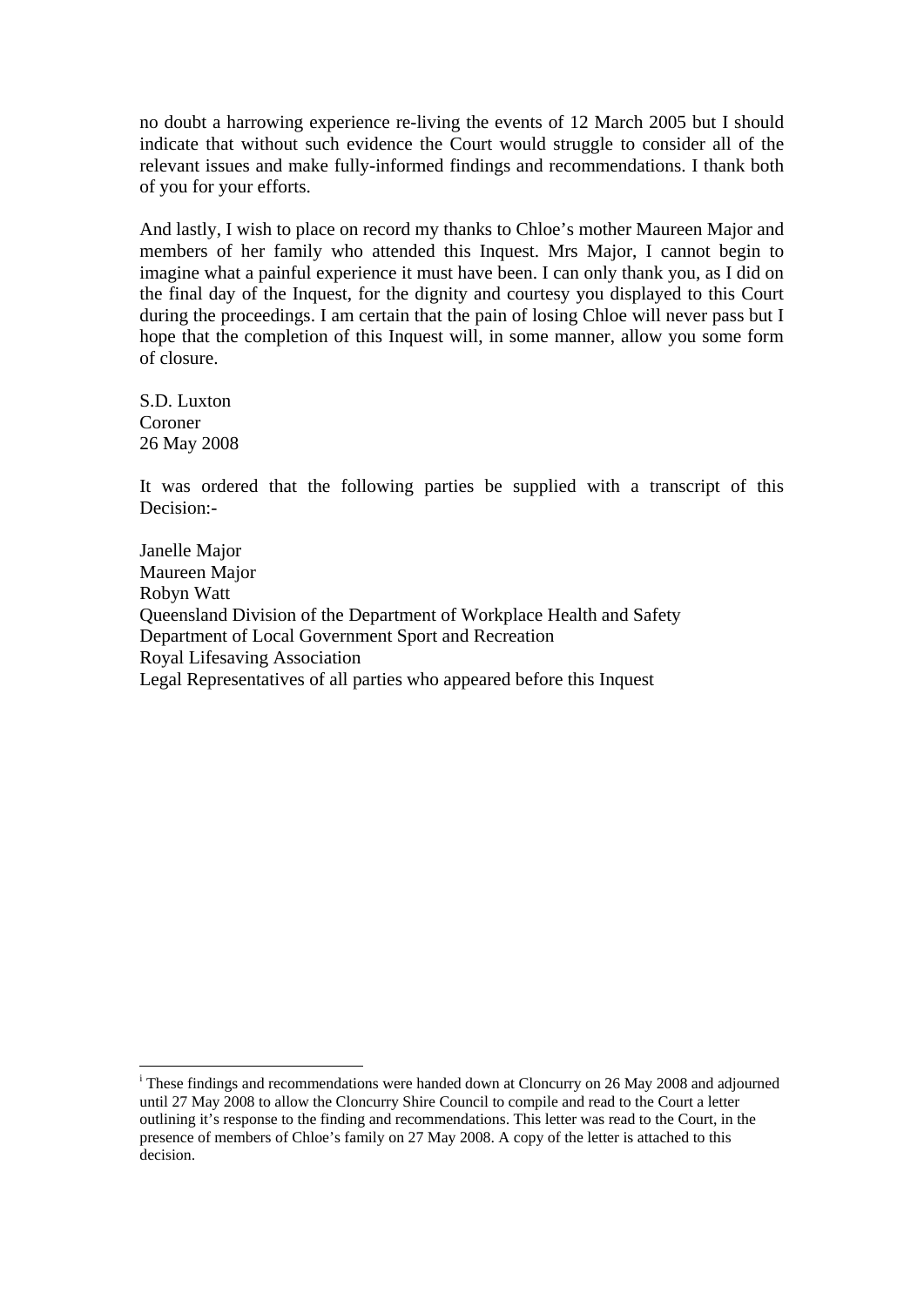no doubt a harrowing experience re-living the events of 12 March 2005 but I should indicate that without such evidence the Court would struggle to consider all of the relevant issues and make fully-informed findings and recommendations. I thank both of you for your efforts.

And lastly, I wish to place on record my thanks to Chloe's mother Maureen Major and members of her family who attended this Inquest. Mrs Major, I cannot begin to imagine what a painful experience it must have been. I can only thank you, as I did on the final day of the Inquest, for the dignity and courtesy you displayed to this Court during the proceedings. I am certain that the pain of losing Chloe will never pass but I hope that the completion of this Inquest will, in some manner, allow you some form of closure.

S.D. Luxton
Coroner
26 May 2008

It was ordered that the following parties be supplied with a transcript of this Decision:-

Janelle Major
Maureen Major
Robyn Watt
Queensland Division of the Department of Workplace Health and Safety
Department of Local Government Sport and Recreation
Royal Lifesaving Association
Legal Representatives of all parties who appeared before this Inquest

---

[i] These findings and recommendations were handed down at Cloncurry on 26 May 2008 and adjourned until 27 May 2008 to allow the Cloncurry Shire Council to compile and read to the Court a letter outlining it's response to the finding and recommendations. This letter was read to the Court, in the presence of members of Chloe's family on 27 May 2008. A copy of the letter is attached to this decision.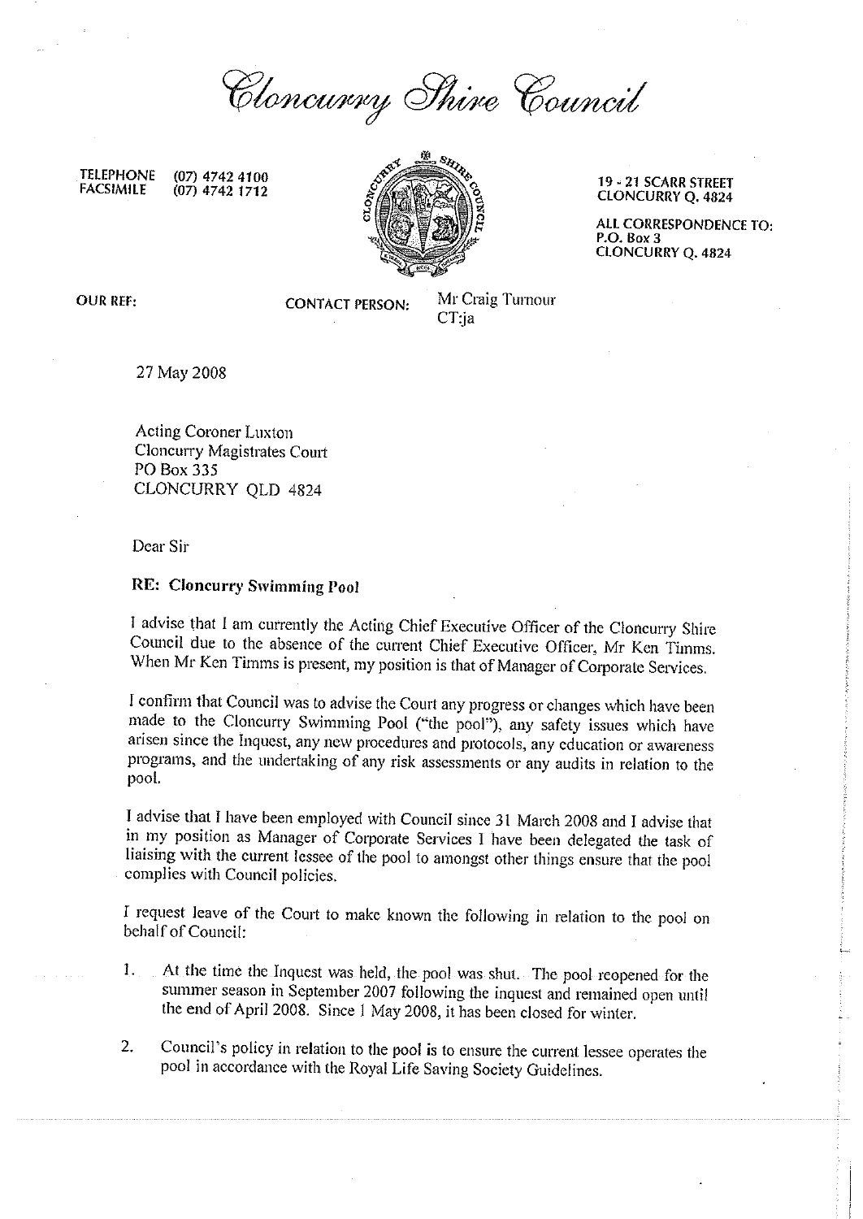# Cloncurry Shire Council

TELEPHONE (07) 4742 4100
FACSIMILE (07) 4742 1712

19 - 21 SCARR STREET
CLONCURRY Q. 4824

ALL CORRESPONDENCE TO:
P.O. Box 3
CLONCURRY Q. 4824

OUR REF:

CONTACT PERSON: Mr Craig Turnour
CT:ja

27 May 2008

Acting Coroner Luxton
Cloncurry Magistrates Court
PO Box 335
CLONCURRY QLD 4824

Dear Sir

**RE: Cloncurry Swimming Pool**

I advise that I am currently the Acting Chief Executive Officer of the Cloncurry Shire Council due to the absence of the current Chief Executive Officer, Mr Ken Timms. When Mr Ken Timms is present, my position is that of Manager of Corporate Services.

I confirm that Council was to advise the Court any progress or changes which have been made to the Cloncurry Swimming Pool ("the pool"), any safety issues which have arisen since the Inquest, any new procedures and protocols, any education or awareness programs, and the undertaking of any risk assessments or any audits in relation to the pool.

I advise that I have been employed with Council since 31 March 2008 and I advise that in my position as Manager of Corporate Services I have been delegated the task of liaising with the current lessee of the pool to amongst other things ensure that the pool complies with Council policies.

I request leave of the Court to make known the following in relation to the pool on behalf of Council:

1. At the time the Inquest was held, the pool was shut. The pool reopened for the summer season in September 2007 following the inquest and remained open until the end of April 2008. Since 1 May 2008, it has been closed for winter.

2. Council's policy in relation to the pool is to ensure the current lessee operates the pool in accordance with the Royal Life Saving Society Guidelines.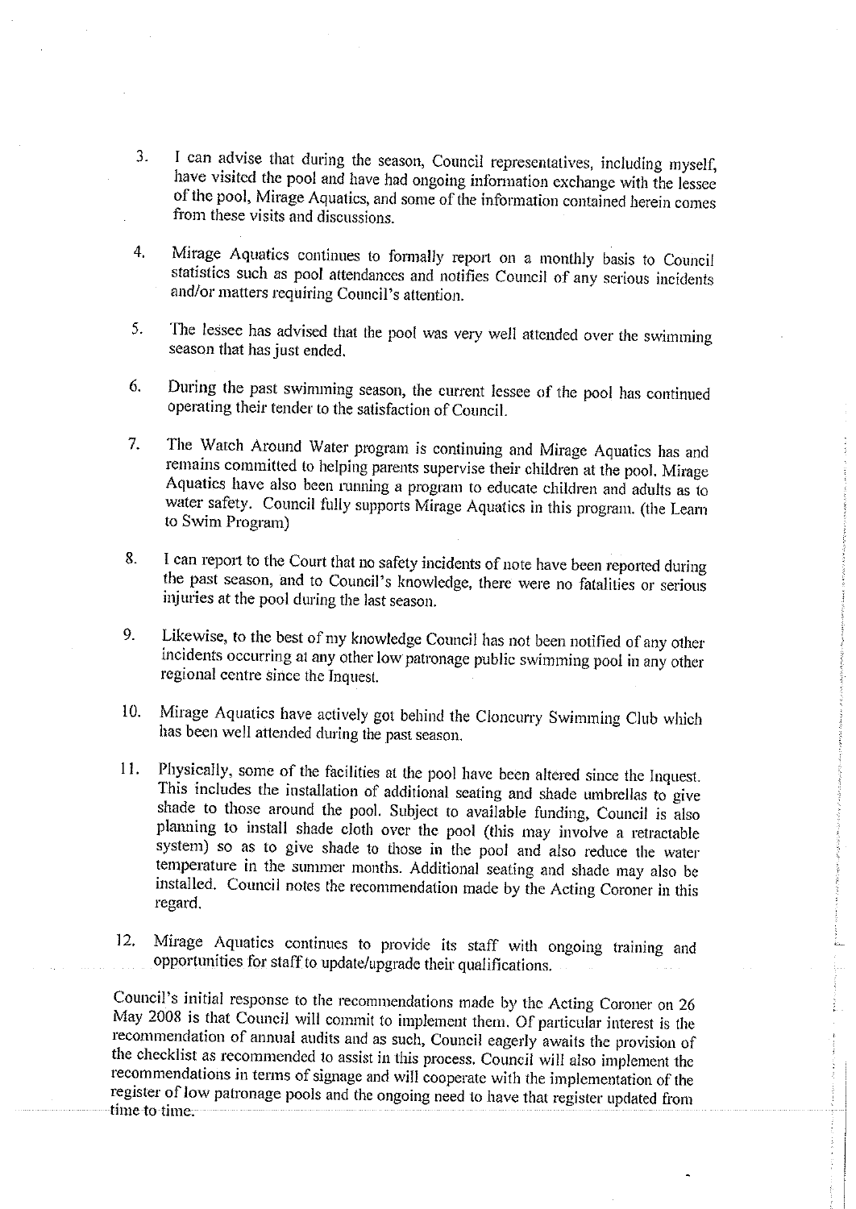3. I can advise that during the season, Council representatives, including myself, have visited the pool and have had ongoing information exchange with the lessee of the pool, Mirage Aquatics, and some of the information contained herein comes from these visits and discussions.

4. Mirage Aquatics continues to formally report on a monthly basis to Council statistics such as pool attendances and notifies Council of any serious incidents and/or matters requiring Council's attention.

5. The lessee has advised that the pool was very well attended over the swimming season that has just ended.

6. During the past swimming season, the current lessee of the pool has continued operating their tender to the satisfaction of Council.

7. The Watch Around Water program is continuing and Mirage Aquatics has and remains committed to helping parents supervise their children at the pool. Mirage Aquatics have also been running a program to educate children and adults as to water safety. Council fully supports Mirage Aquatics in this program. (the Learn to Swim Program)

8. I can report to the Court that no safety incidents of note have been reported during the past season, and to Council's knowledge, there were no fatalities or serious injuries at the pool during the last season.

9. Likewise, to the best of my knowledge Council has not been notified of any other incidents occurring at any other low patronage public swimming pool in any other regional centre since the Inquest.

10. Mirage Aquatics have actively got behind the Cloncurry Swimming Club which has been well attended during the past season.

11. Physically, some of the facilities at the pool have been altered since the Inquest. This includes the installation of additional seating and shade umbrellas to give shade to those around the pool. Subject to available funding, Council is also planning to install shade cloth over the pool (this may involve a retractable system) so as to give shade to those in the pool and also reduce the water temperature in the summer months. Additional seating and shade may also be installed. Council notes the recommendation made by the Acting Coroner in this regard.

12. Mirage Aquatics continues to provide its staff with ongoing training and opportunities for staff to update/upgrade their qualifications.

Council's initial response to the recommendations made by the Acting Coroner on 26 May 2008 is that Council will commit to implement them. Of particular interest is the recommendation of annual audits and as such, Council eagerly awaits the provision of the checklist as recommended to assist in this process. Council will also implement the recommendations in terms of signage and will cooperate with the implementation of the register of low patronage pools and the ongoing need to have that register updated from time to time.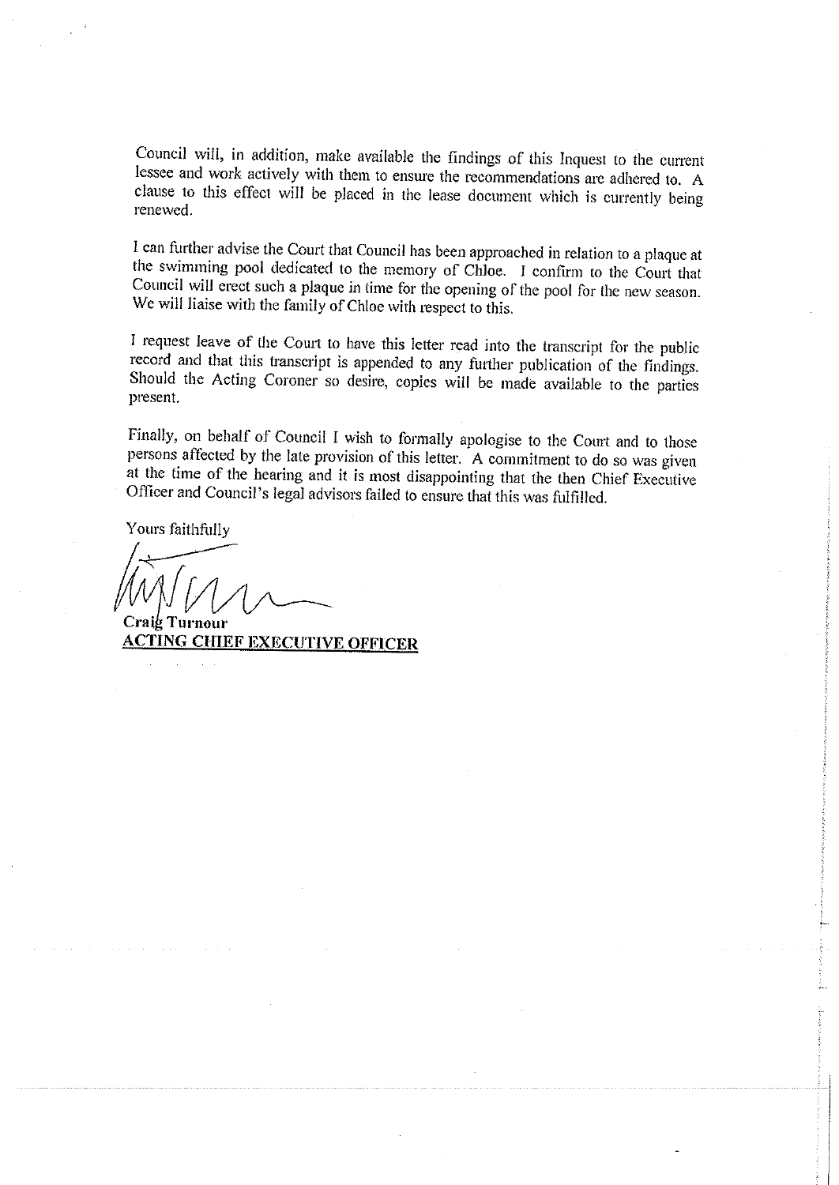Council will, in addition, make available the findings of this Inquest to the current lessee and work actively with them to ensure the recommendations are adhered to. A clause to this effect will be placed in the lease document which is currently being renewed.

I can further advise the Court that Council has been approached in relation to a plaque at the swimming pool dedicated to the memory of Chloe. I confirm to the Court that Council will erect such a plaque in time for the opening of the pool for the new season. We will liaise with the family of Chloe with respect to this.

I request leave of the Court to have this letter read into the transcript for the public record and that this transcript is appended to any further publication of the findings. Should the Acting Coroner so desire, copies will be made available to the parties present.

Finally, on behalf of Council I wish to formally apologise to the Court and to those persons affected by the late provision of this letter. A commitment to do so was given at the time of the hearing and it is most disappointing that the then Chief Executive Officer and Council's legal advisors failed to ensure that this was fulfilled.

Yours faithfully

**Craig Turnour**
**<u>ACTING CHIEF EXECUTIVE OFFICER</u>**